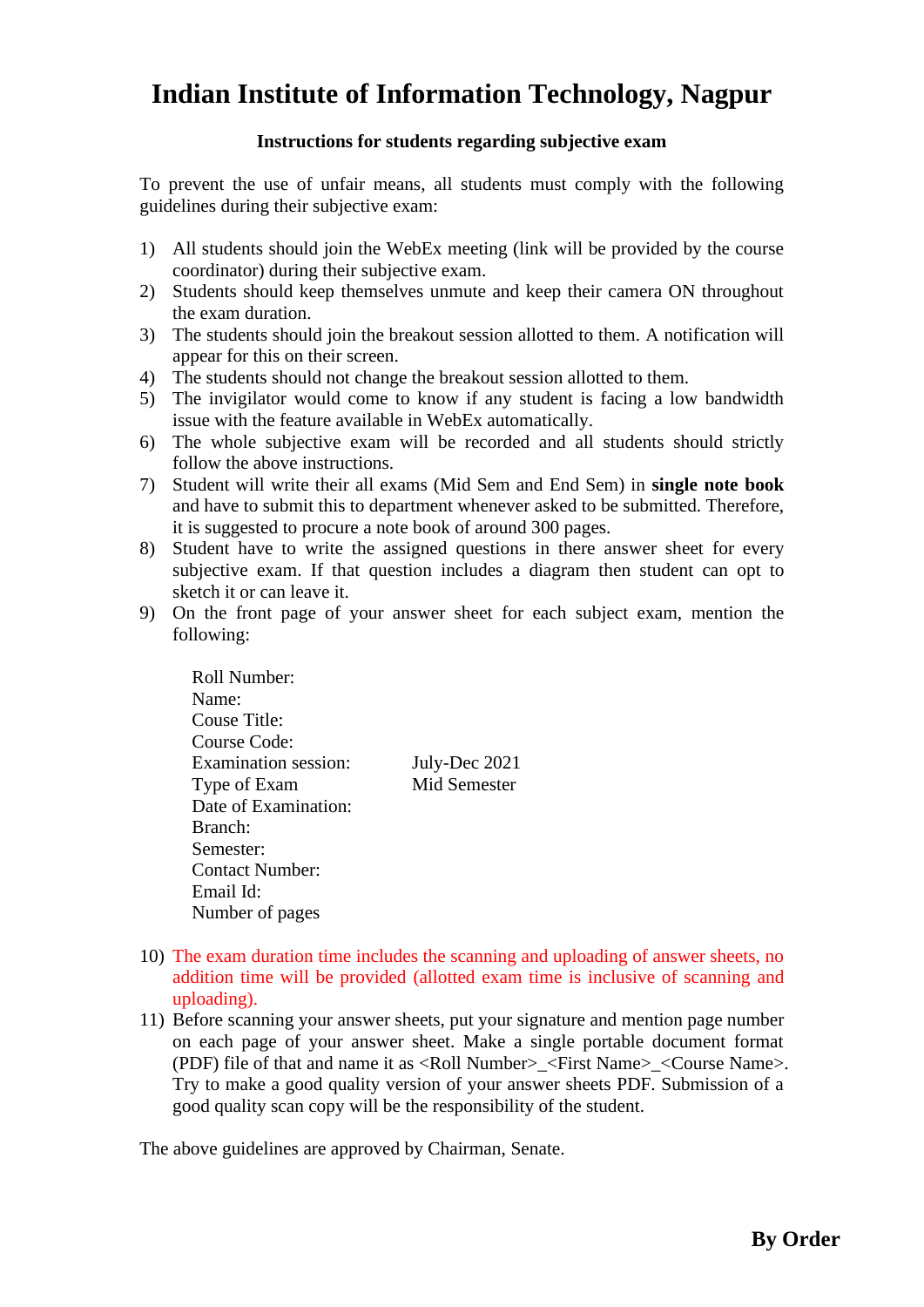# Indian Institute of Information Technology, Nagpur

**Instructions for students regarding subjective exam**

To prevent the use of unfair means, all students must comply with the following guidelines during their subjective exam:

1) All students should join the WebEx meeting (link will be provided by the course coordinator) during their subjective exam.
2) Students should keep themselves unmute and keep their camera ON throughout the exam duration.
3) The students should join the breakout session allotted to them. A notification will appear for this on their screen.
4) The students should not change the breakout session allotted to them.
5) The invigilator would come to know if any student is facing a low bandwidth issue with the feature available in WebEx automatically.
6) The whole subjective exam will be recorded and all students should strictly follow the above instructions.
7) Student will write their all exams (Mid Sem and End Sem) in **single note book** and have to submit this to department whenever asked to be submitted. Therefore, it is suggested to procure a note book of around 300 pages.
8) Student have to write the assigned questions in there answer sheet for every subjective exam. If that question includes a diagram then student can opt to sketch it or can leave it.
9) On the front page of your answer sheet for each subject exam, mention the following:

| | |
|---|---|
| Roll Number: | |
| Name: | |
| Couse Title: | |
| Course Code: | |
| Examination session: | July-Dec 2021 |
| Type of Exam | Mid Semester |
| Date of Examination: | |
| Branch: | |
| Semester: | |
| Contact Number: | |
| Email Id: | |
| Number of pages | |

10) The exam duration time includes the scanning and uploading of answer sheets, no addition time will be provided (allotted exam time is inclusive of scanning and uploading).
11) Before scanning your answer sheets, put your signature and mention page number on each page of your answer sheet. Make a single portable document format (PDF) file of that and name it as <Roll Number>_<First Name>_<Course Name>. Try to make a good quality version of your answer sheets PDF. Submission of a good quality scan copy will be the responsibility of the student.

The above guidelines are approved by Chairman, Senate.

**By Order**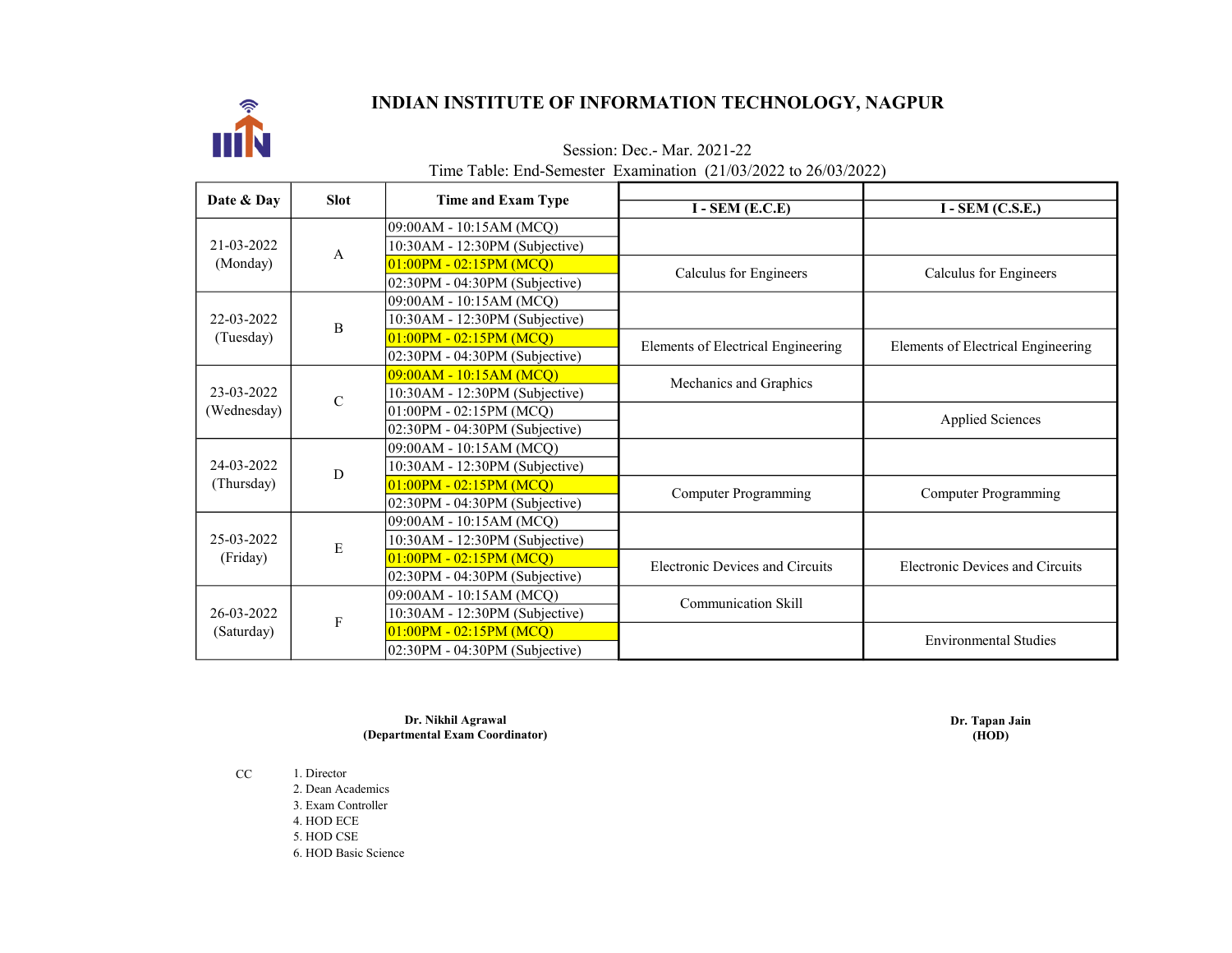# INDIAN INSTITUTE OF INFORMATION TECHNOLOGY, NAGPUR

Session: Dec.- Mar. 2021-22

Time Table: End-Semester Examination (21/03/2022 to 26/03/2022)

| Date & Day | Slot | Time and Exam Type | I - SEM (E.C.E) | I - SEM (C.S.E.) |
|---|---|---|---|---|
| 21-03-2022 (Monday) | A | 09:00AM - 10:15AM (MCQ) | | |
| | | 10:30AM - 12:30PM (Subjective) | | |
| | | 01:00PM - 02:15PM (MCQ) | Calculus for Engineers | Calculus for Engineers |
| | | 02:30PM - 04:30PM (Subjective) | | |
| 22-03-2022 (Tuesday) | B | 09:00AM - 10:15AM (MCQ) | | |
| | | 10:30AM - 12:30PM (Subjective) | | |
| | | 01:00PM - 02:15PM (MCQ) | Elements of Electrical Engineering | Elements of Electrical Engineering |
| | | 02:30PM - 04:30PM (Subjective) | | |
| 23-03-2022 (Wednesday) | C | 09:00AM - 10:15AM (MCQ) | Mechanics and Graphics | |
| | | 10:30AM - 12:30PM (Subjective) | | |
| | | 01:00PM - 02:15PM (MCQ) | | Applied Sciences |
| | | 02:30PM - 04:30PM (Subjective) | | |
| 24-03-2022 (Thursday) | D | 09:00AM - 10:15AM (MCQ) | | |
| | | 10:30AM - 12:30PM (Subjective) | | |
| | | 01:00PM - 02:15PM (MCQ) | Computer Programming | Computer Programming |
| | | 02:30PM - 04:30PM (Subjective) | | |
| 25-03-2022 (Friday) | E | 09:00AM - 10:15AM (MCQ) | | |
| | | 10:30AM - 12:30PM (Subjective) | | |
| | | 01:00PM - 02:15PM (MCQ) | Electronic Devices and Circuits | Electronic Devices and Circuits |
| | | 02:30PM - 04:30PM (Subjective) | | |
| 26-03-2022 (Saturday) | F | 09:00AM - 10:15AM (MCQ) | Communication Skill | |
| | | 10:30AM - 12:30PM (Subjective) | | |
| | | 01:00PM - 02:15PM (MCQ) | | Environmental Studies |
| | | 02:30PM - 04:30PM (Subjective) | | |

**Dr. Nikhil Agrawal**
**(Departmental Exam Coordinator)**

**Dr. Tapan Jain**
**(HOD)**

CC
1. Director
2. Dean Academics
3. Exam Controller
4. HOD ECE
5. HOD CSE
6. HOD Basic Science